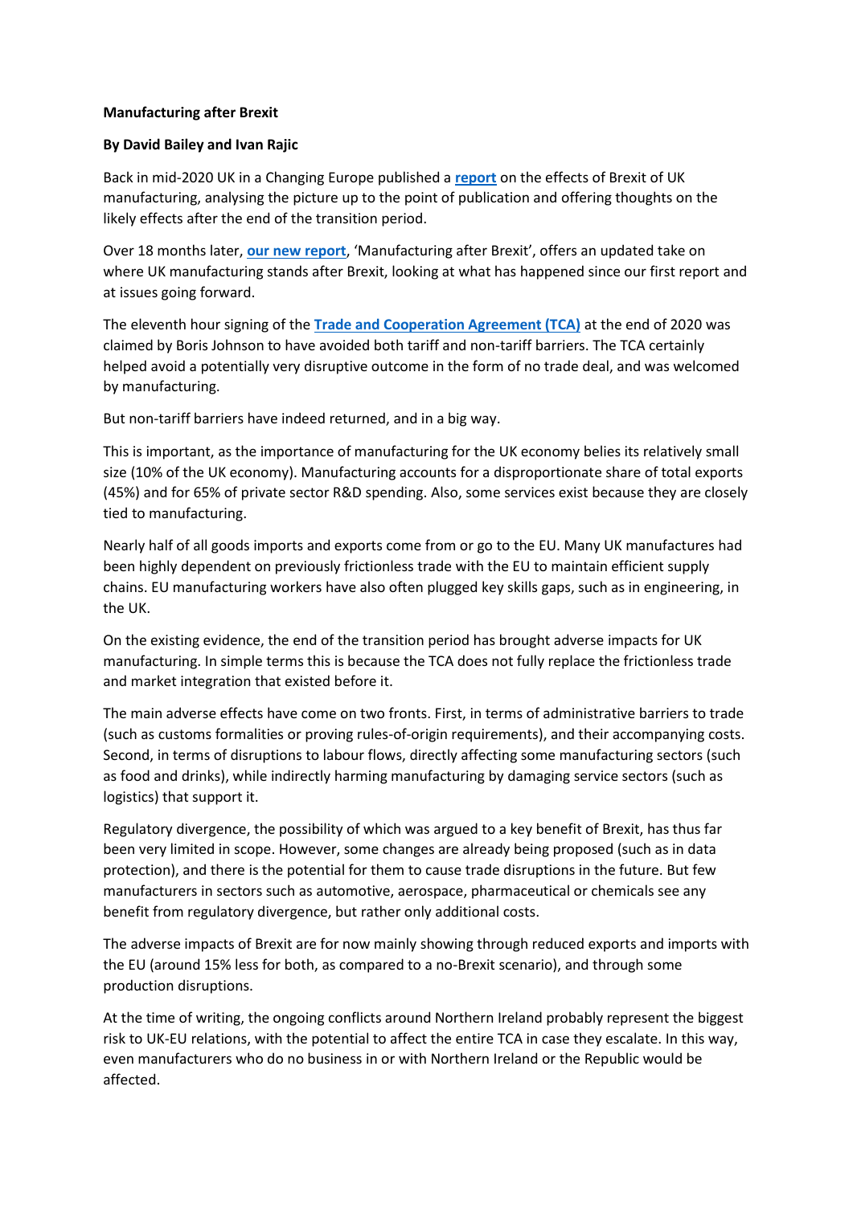**Manufacturing after Brexit**

**By David Bailey and Ivan Rajic**

Back in mid-2020 UK in a Changing Europe published a **report** on the effects of Brexit of UK manufacturing, analysing the picture up to the point of publication and offering thoughts on the likely effects after the end of the transition period.

Over 18 months later, **our new report**, 'Manufacturing after Brexit', offers an updated take on where UK manufacturing stands after Brexit, looking at what has happened since our first report and at issues going forward.

The eleventh hour signing of the **Trade and Cooperation Agreement (TCA)** at the end of 2020 was claimed by Boris Johnson to have avoided both tariff and non-tariff barriers. The TCA certainly helped avoid a potentially very disruptive outcome in the form of no trade deal, and was welcomed by manufacturing.

But non-tariff barriers have indeed returned, and in a big way.

This is important, as the importance of manufacturing for the UK economy belies its relatively small size (10% of the UK economy). Manufacturing accounts for a disproportionate share of total exports (45%) and for 65% of private sector R&D spending. Also, some services exist because they are closely tied to manufacturing.

Nearly half of all goods imports and exports come from or go to the EU. Many UK manufactures had been highly dependent on previously frictionless trade with the EU to maintain efficient supply chains. EU manufacturing workers have also often plugged key skills gaps, such as in engineering, in the UK.

On the existing evidence, the end of the transition period has brought adverse impacts for UK manufacturing. In simple terms this is because the TCA does not fully replace the frictionless trade and market integration that existed before it.

The main adverse effects have come on two fronts. First, in terms of administrative barriers to trade (such as customs formalities or proving rules-of-origin requirements), and their accompanying costs. Second, in terms of disruptions to labour flows, directly affecting some manufacturing sectors (such as food and drinks), while indirectly harming manufacturing by damaging service sectors (such as logistics) that support it.

Regulatory divergence, the possibility of which was argued to a key benefit of Brexit, has thus far been very limited in scope. However, some changes are already being proposed (such as in data protection), and there is the potential for them to cause trade disruptions in the future. But few manufacturers in sectors such as automotive, aerospace, pharmaceutical or chemicals see any benefit from regulatory divergence, but rather only additional costs.

The adverse impacts of Brexit are for now mainly showing through reduced exports and imports with the EU (around 15% less for both, as compared to a no-Brexit scenario), and through some production disruptions.

At the time of writing, the ongoing conflicts around Northern Ireland probably represent the biggest risk to UK-EU relations, with the potential to affect the entire TCA in case they escalate. In this way, even manufacturers who do no business in or with Northern Ireland or the Republic would be affected.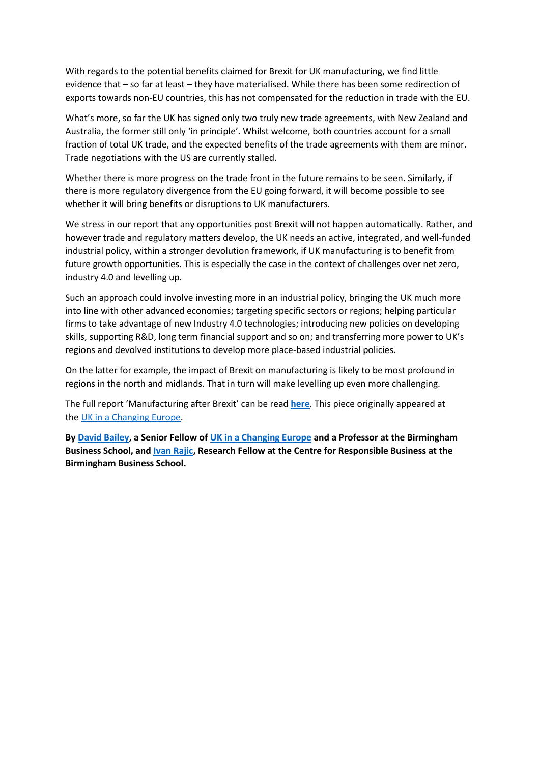With regards to the potential benefits claimed for Brexit for UK manufacturing, we find little evidence that – so far at least – they have materialised. While there has been some redirection of exports towards non-EU countries, this has not compensated for the reduction in trade with the EU.

What's more, so far the UK has signed only two truly new trade agreements, with New Zealand and Australia, the former still only 'in principle'. Whilst welcome, both countries account for a small fraction of total UK trade, and the expected benefits of the trade agreements with them are minor. Trade negotiations with the US are currently stalled.

Whether there is more progress on the trade front in the future remains to be seen. Similarly, if there is more regulatory divergence from the EU going forward, it will become possible to see whether it will bring benefits or disruptions to UK manufacturers.

We stress in our report that any opportunities post Brexit will not happen automatically. Rather, and however trade and regulatory matters develop, the UK needs an active, integrated, and well-funded industrial policy, within a stronger devolution framework, if UK manufacturing is to benefit from future growth opportunities. This is especially the case in the context of challenges over net zero, industry 4.0 and levelling up.

Such an approach could involve investing more in an industrial policy, bringing the UK much more into line with other advanced economies; targeting specific sectors or regions; helping particular firms to take advantage of new Industry 4.0 technologies; introducing new policies on developing skills, supporting R&D, long term financial support and so on; and transferring more power to UK's regions and devolved institutions to develop more place-based industrial policies.

On the latter for example, the impact of Brexit on manufacturing is likely to be most profound in regions in the north and midlands. That in turn will make levelling up even more challenging.

The full report 'Manufacturing after Brexit' can be read **here**. This piece originally appeared at the UK in a Changing Europe.

**By David Bailey, a Senior Fellow of UK in a Changing Europe and a Professor at the Birmingham Business School, and Ivan Rajic, Research Fellow at the Centre for Responsible Business at the Birmingham Business School.**